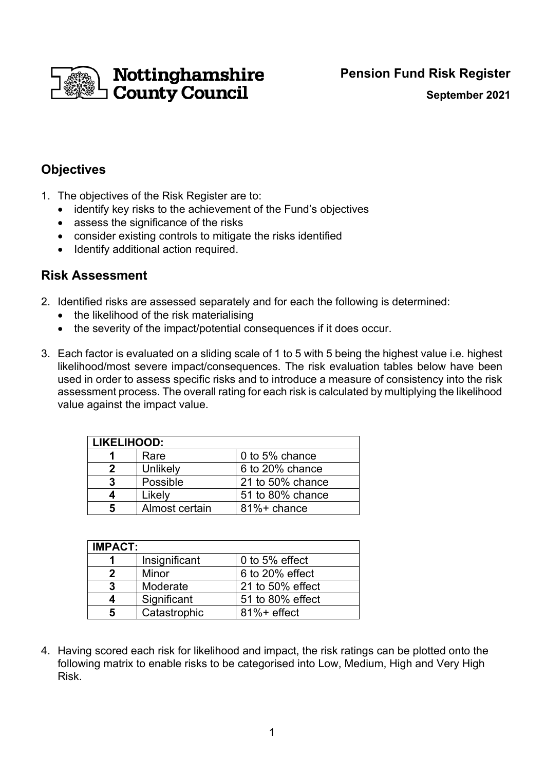Nottinghamshire County Council

**Pension Fund Risk Register**

**September 2021**

## Objectives

1. The objectives of the Risk Register are to:
   - identify key risks to the achievement of the Fund's objectives
   - assess the significance of the risks
   - consider existing controls to mitigate the risks identified
   - Identify additional action required.

## Risk Assessment

2. Identified risks are assessed separately and for each the following is determined:
   - the likelihood of the risk materialising
   - the severity of the impact/potential consequences if it does occur.

3. Each factor is evaluated on a sliding scale of 1 to 5 with 5 being the highest value i.e. highest likelihood/most severe impact/consequences. The risk evaluation tables below have been used in order to assess specific risks and to introduce a measure of consistency into the risk assessment process. The overall rating for each risk is calculated by multiplying the likelihood value against the impact value.

| **LIKELIHOOD:** | | |
|---|---|---|
| **1** | Rare | 0 to 5% chance |
| **2** | Unlikely | 6 to 20% chance |
| **3** | Possible | 21 to 50% chance |
| **4** | Likely | 51 to 80% chance |
| **5** | Almost certain | 81%+ chance |

| **IMPACT:** | | |
|---|---|---|
| **1** | Insignificant | 0 to 5% effect |
| **2** | Minor | 6 to 20% effect |
| **3** | Moderate | 21 to 50% effect |
| **4** | Significant | 51 to 80% effect |
| **5** | Catastrophic | 81%+ effect |

4. Having scored each risk for likelihood and impact, the risk ratings can be plotted onto the following matrix to enable risks to be categorised into Low, Medium, High and Very High Risk.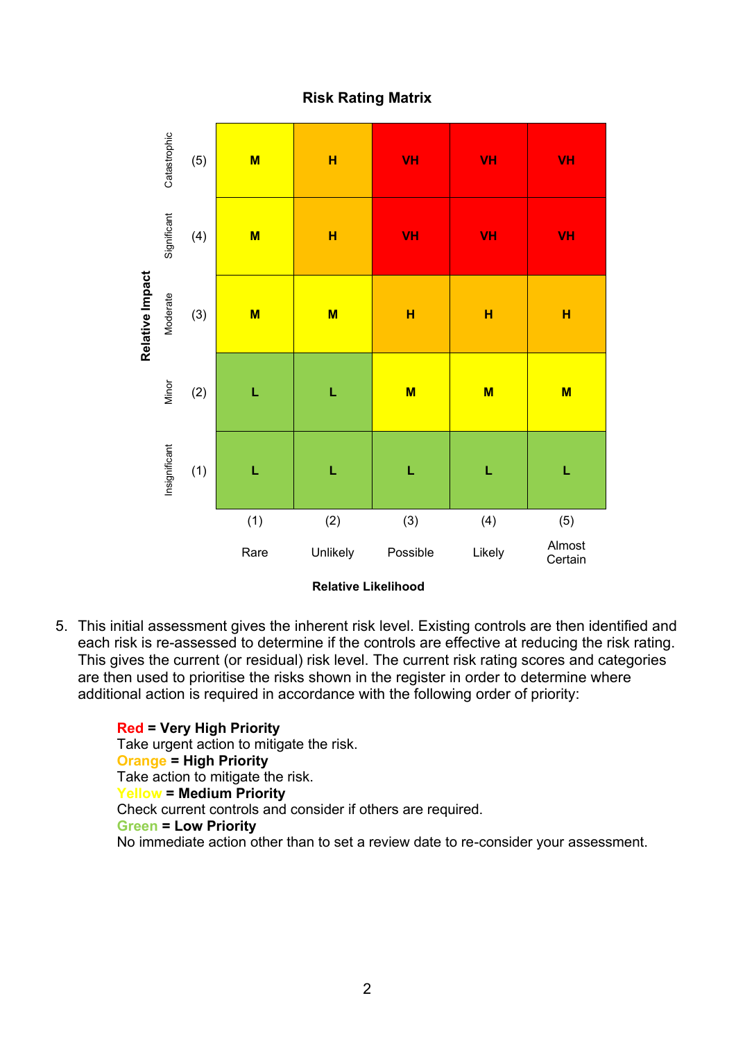**Risk Rating Matrix**

| Relative Impact | | (1) Rare | (2) Unlikely | (3) Possible | (4) Likely | (5) Almost Certain |
|---|---|---|---|---|---|---|
| Catastrophic | (5) | M | H | VH | VH | VH |
| Significant | (4) | M | H | VH | VH | VH |
| Moderate | (3) | M | M | H | H | H |
| Minor | (2) | L | L | M | M | M |
| Insignificant | (1) | L | L | L | L | L |

**Relative Likelihood**

5. This initial assessment gives the inherent risk level. Existing controls are then identified and each risk is re-assessed to determine if the controls are effective at reducing the risk rating. This gives the current (or residual) risk level. The current risk rating scores and categories are then used to prioritise the risks shown in the register in order to determine where additional action is required in accordance with the following order of priority:

   **Red = Very High Priority**
   Take urgent action to mitigate the risk.
   **Orange = High Priority**
   Take action to mitigate the risk.
   **Yellow = Medium Priority**
   Check current controls and consider if others are required.
   **Green = Low Priority**
   No immediate action other than to set a review date to re-consider your assessment.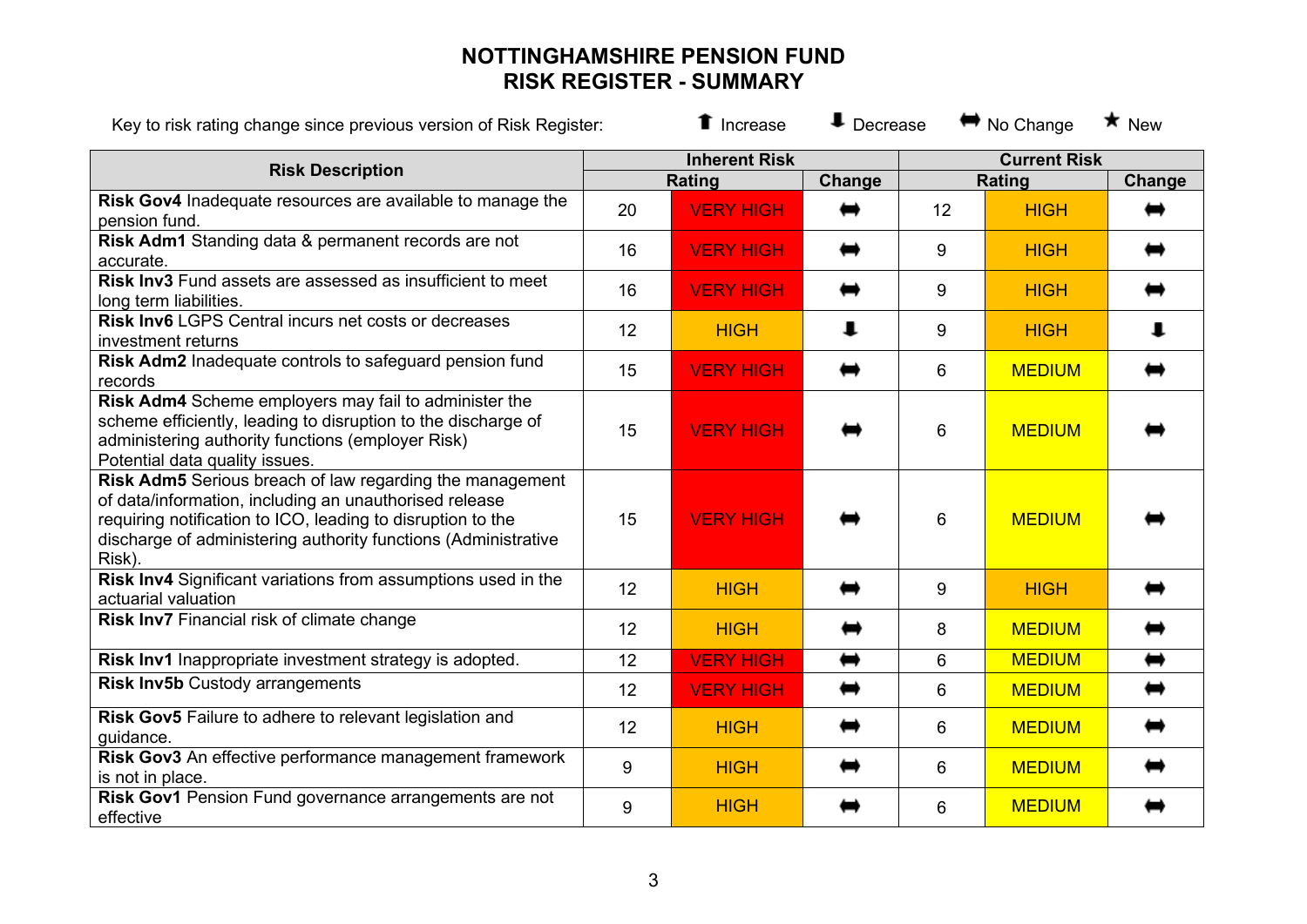# NOTTINGHAMSHIRE PENSION FUND
## RISK REGISTER - SUMMARY

Key to risk rating change since previous version of Risk Register: ⬆ Increase ⬇ Decrease ⬌ No Change ★ New

| Risk Description | Inherent Risk | | | Current Risk | | |
|---|---|---|---|---|---|---|
| | Rating | | Change | Rating | | Change |
| **Risk Gov4** Inadequate resources are available to manage the pension fund. | 20 | VERY HIGH | ⬌ | 12 | HIGH | ⬌ |
| **Risk Adm1** Standing data & permanent records are not accurate. | 16 | VERY HIGH | ⬌ | 9 | HIGH | ⬌ |
| **Risk Inv3** Fund assets are assessed as insufficient to meet long term liabilities. | 16 | VERY HIGH | ⬌ | 9 | HIGH | ⬌ |
| **Risk Inv6** LGPS Central incurs net costs or decreases investment returns | 12 | HIGH | ⬇ | 9 | HIGH | ⬇ |
| **Risk Adm2** Inadequate controls to safeguard pension fund records | 15 | VERY HIGH | ⬌ | 6 | MEDIUM | ⬌ |
| **Risk Adm4** Scheme employers may fail to administer the scheme efficiently, leading to disruption to the discharge of administering authority functions (employer Risk) Potential data quality issues. | 15 | VERY HIGH | ⬌ | 6 | MEDIUM | ⬌ |
| **Risk Adm5** Serious breach of law regarding the management of data/information, including an unauthorised release requiring notification to ICO, leading to disruption to the discharge of administering authority functions (Administrative Risk). | 15 | VERY HIGH | ⬌ | 6 | MEDIUM | ⬌ |
| **Risk Inv4** Significant variations from assumptions used in the actuarial valuation | 12 | HIGH | ⬌ | 9 | HIGH | ⬌ |
| **Risk Inv7** Financial risk of climate change | 12 | HIGH | ⬌ | 8 | MEDIUM | ⬌ |
| **Risk Inv1** Inappropriate investment strategy is adopted. | 12 | VERY HIGH | ⬌ | 6 | MEDIUM | ⬌ |
| **Risk Inv5b** Custody arrangements | 12 | VERY HIGH | ⬌ | 6 | MEDIUM | ⬌ |
| **Risk Gov5** Failure to adhere to relevant legislation and guidance. | 12 | HIGH | ⬌ | 6 | MEDIUM | ⬌ |
| **Risk Gov3** An effective performance management framework is not in place. | 9 | HIGH | ⬌ | 6 | MEDIUM | ⬌ |
| **Risk Gov1** Pension Fund governance arrangements are not effective | 9 | HIGH | ⬌ | 6 | MEDIUM | ⬌ |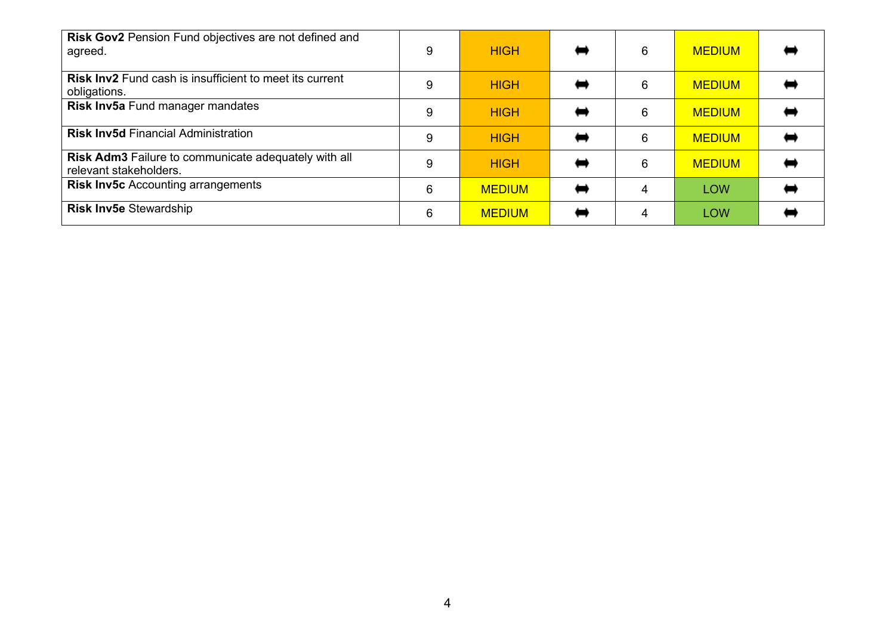| | | | | | | |
|---|---|---|---|---|---|---|
| **Risk Gov2** Pension Fund objectives are not defined and agreed. | 9 | HIGH | ⬌ | 6 | MEDIUM | ⬌ |
| **Risk Inv2** Fund cash is insufficient to meet its current obligations. | 9 | HIGH | ⬌ | 6 | MEDIUM | ⬌ |
| **Risk Inv5a** Fund manager mandates | 9 | HIGH | ⬌ | 6 | MEDIUM | ⬌ |
| **Risk Inv5d** Financial Administration | 9 | HIGH | ⬌ | 6 | MEDIUM | ⬌ |
| **Risk Adm3** Failure to communicate adequately with all relevant stakeholders. | 9 | HIGH | ⬌ | 6 | MEDIUM | ⬌ |
| **Risk Inv5c** Accounting arrangements | 6 | MEDIUM | ⬌ | 4 | LOW | ⬌ |
| **Risk Inv5e** Stewardship | 6 | MEDIUM | ⬌ | 4 | LOW | ⬌ |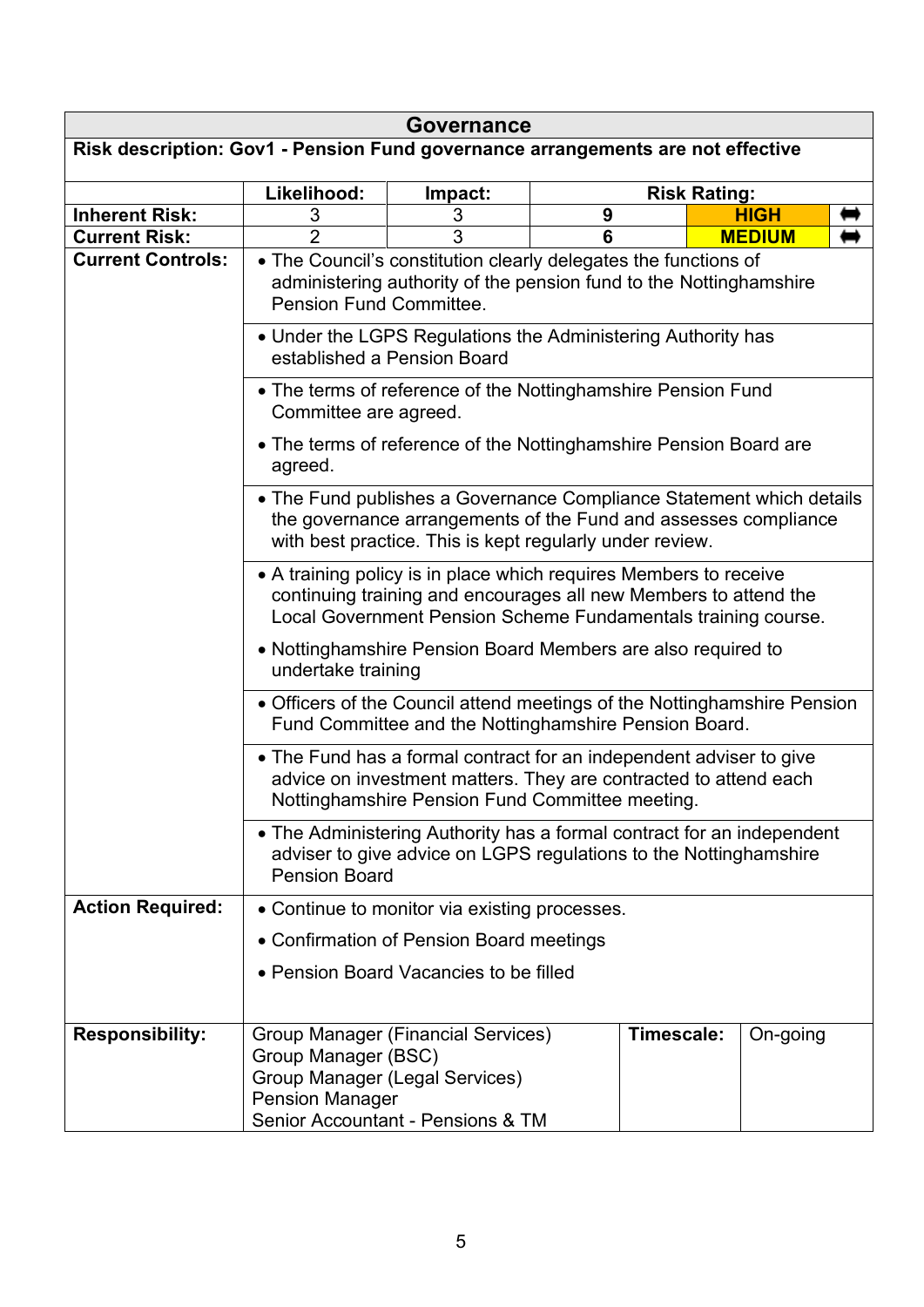| Governance | | | | | |
|---|---|---|---|---|---|
| **Risk description: Gov1 - Pension Fund governance arrangements are not effective** | | | | | |
| | **Likelihood:** | **Impact:** | **Risk Rating:** | | |
| **Inherent Risk:** | 3 | 3 | **9** | **HIGH** | ⬌ |
| **Current Risk:** | 2 | 3 | **6** | **MEDIUM** | ⬌ |
| **Current Controls:** | • The Council's constitution clearly delegates the functions of administering authority of the pension fund to the Nottinghamshire Pension Fund Committee. | | | | |
| | • Under the LGPS Regulations the Administering Authority has established a Pension Board | | | | |
| | • The terms of reference of the Nottinghamshire Pension Fund Committee are agreed.<br>• The terms of reference of the Nottinghamshire Pension Board are agreed. | | | | |
| | • The Fund publishes a Governance Compliance Statement which details the governance arrangements of the Fund and assesses compliance with best practice. This is kept regularly under review. | | | | |
| | • A training policy is in place which requires Members to receive continuing training and encourages all new Members to attend the Local Government Pension Scheme Fundamentals training course.<br>• Nottinghamshire Pension Board Members are also required to undertake training | | | | |
| | • Officers of the Council attend meetings of the Nottinghamshire Pension Fund Committee and the Nottinghamshire Pension Board. | | | | |
| | • The Fund has a formal contract for an independent adviser to give advice on investment matters. They are contracted to attend each Nottinghamshire Pension Fund Committee meeting. | | | | |
| | • The Administering Authority has a formal contract for an independent adviser to give advice on LGPS regulations to the Nottinghamshire Pension Board | | | | |
| **Action Required:** | • Continue to monitor via existing processes.<br>• Confirmation of Pension Board meetings<br>• Pension Board Vacancies to be filled | | | | |
| **Responsibility:** | Group Manager (Financial Services)<br>Group Manager (BSC)<br>Group Manager (Legal Services)<br>Pension Manager<br>Senior Accountant - Pensions & TM | | **Timescale:** | On-going | |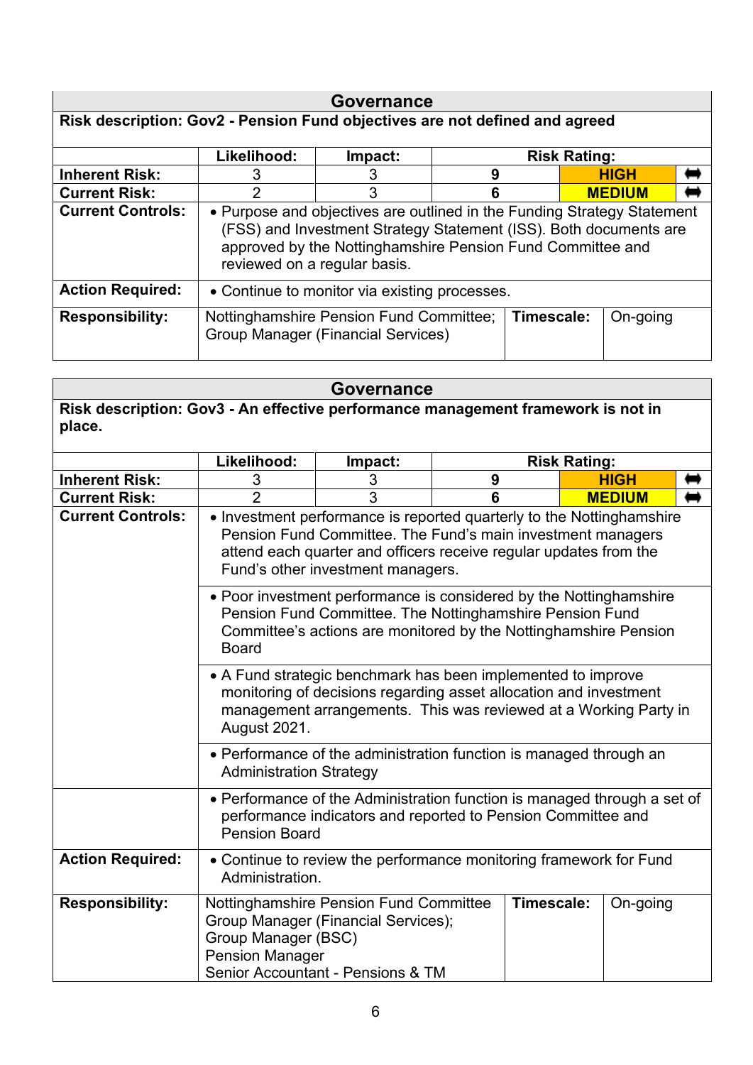| Governance | | | | | |
|---|---|---|---|---|---|
| **Risk description: Gov2 - Pension Fund objectives are not defined and agreed** | | | | | |
| | **Likelihood:** | **Impact:** | **Risk Rating:** | | |
| **Inherent Risk:** | 3 | 3 | **9** | **HIGH** | ⬌ |
| **Current Risk:** | 2 | 3 | **6** | **MEDIUM** | ⬌ |
| **Current Controls:** | • Purpose and objectives are outlined in the Funding Strategy Statement (FSS) and Investment Strategy Statement (ISS). Both documents are approved by the Nottinghamshire Pension Fund Committee and reviewed on a regular basis. | | | | |
| **Action Required:** | • Continue to monitor via existing processes. | | | | |
| **Responsibility:** | Nottinghamshire Pension Fund Committee; Group Manager (Financial Services) | | **Timescale:** | On-going | |

| Governance | | | | | |
|---|---|---|---|---|---|
| **Risk description: Gov3 - An effective performance management framework is not in place.** | | | | | |
| | **Likelihood:** | **Impact:** | **Risk Rating:** | | |
| **Inherent Risk:** | 3 | 3 | **9** | **HIGH** | ⬌ |
| **Current Risk:** | 2 | 3 | **6** | **MEDIUM** | ⬌ |
| **Current Controls:** | • Investment performance is reported quarterly to the Nottinghamshire Pension Fund Committee. The Fund's main investment managers attend each quarter and officers receive regular updates from the Fund's other investment managers. | | | | |
| | • Poor investment performance is considered by the Nottinghamshire Pension Fund Committee. The Nottinghamshire Pension Fund Committee's actions are monitored by the Nottinghamshire Pension Board | | | | |
| | • A Fund strategic benchmark has been implemented to improve monitoring of decisions regarding asset allocation and investment management arrangements. This was reviewed at a Working Party in August 2021. | | | | |
| | • Performance of the administration function is managed through an Administration Strategy | | | | |
| | • Performance of the Administration function is managed through a set of performance indicators and reported to Pension Committee and Pension Board | | | | |
| **Action Required:** | • Continue to review the performance monitoring framework for Fund Administration. | | | | |
| **Responsibility:** | Nottinghamshire Pension Fund Committee<br>Group Manager (Financial Services);<br>Group Manager (BSC)<br>Pension Manager<br>Senior Accountant - Pensions & TM | | **Timescale:** | On-going | |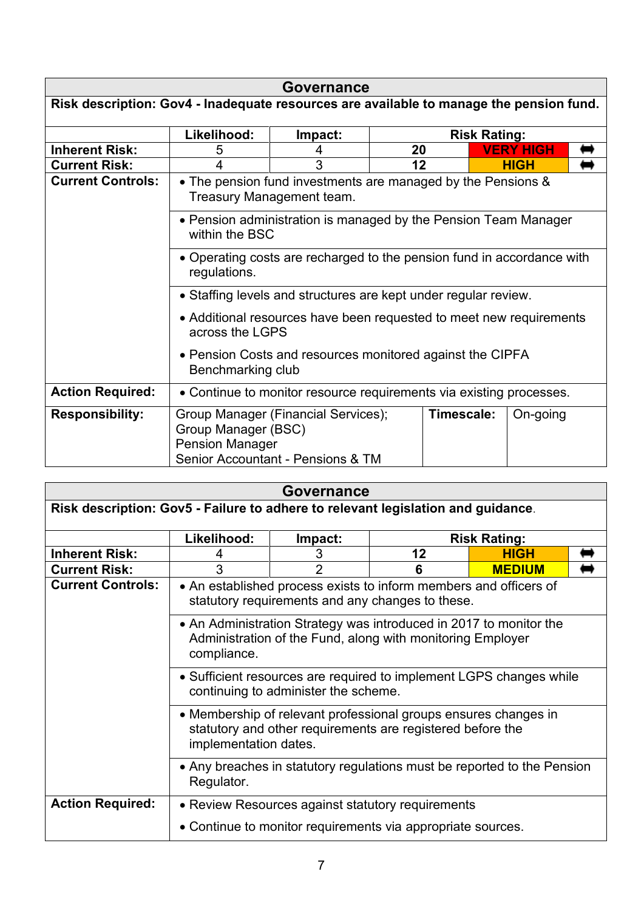## Governance

**Risk description: Gov4 - Inadequate resources are available to manage the pension fund.**

| | Likelihood: | Impact: | Risk Rating: | | |
|---|---|---|---|---|---|
| **Inherent Risk:** | 5 | 4 | **20** | **VERY HIGH** | ⬌ |
| **Current Risk:** | 4 | 3 | **12** | **HIGH** | ⬌ |

**Current Controls:**

- The pension fund investments are managed by the Pensions & Treasury Management team.
- Pension administration is managed by the Pension Team Manager within the BSC
- Operating costs are recharged to the pension fund in accordance with regulations.
- Staffing levels and structures are kept under regular review.
- Additional resources have been requested to meet new requirements across the LGPS
- Pension Costs and resources monitored against the CIPFA Benchmarking club

**Action Required:**

- Continue to monitor resource requirements via existing processes.

| **Responsibility:** | | **Timescale:** | |
|---|---|---|---|
| | Group Manager (Financial Services); Group Manager (BSC) Pension Manager Senior Accountant - Pensions & TM | | On-going |

## Governance

**Risk description: Gov5 - Failure to adhere to relevant legislation and guidance.**

| | Likelihood: | Impact: | Risk Rating: | | |
|---|---|---|---|---|---|
| **Inherent Risk:** | 4 | 3 | **12** | **HIGH** | ⬌ |
| **Current Risk:** | 3 | 2 | **6** | **MEDIUM** | ⬌ |

**Current Controls:**

- An established process exists to inform members and officers of statutory requirements and any changes to these.
- An Administration Strategy was introduced in 2017 to monitor the Administration of the Fund, along with monitoring Employer compliance.
- Sufficient resources are required to implement LGPS changes while continuing to administer the scheme.
- Membership of relevant professional groups ensures changes in statutory and other requirements are registered before the implementation dates.
- Any breaches in statutory regulations must be reported to the Pension Regulator.

**Action Required:**

- Review Resources against statutory requirements
- Continue to monitor requirements via appropriate sources.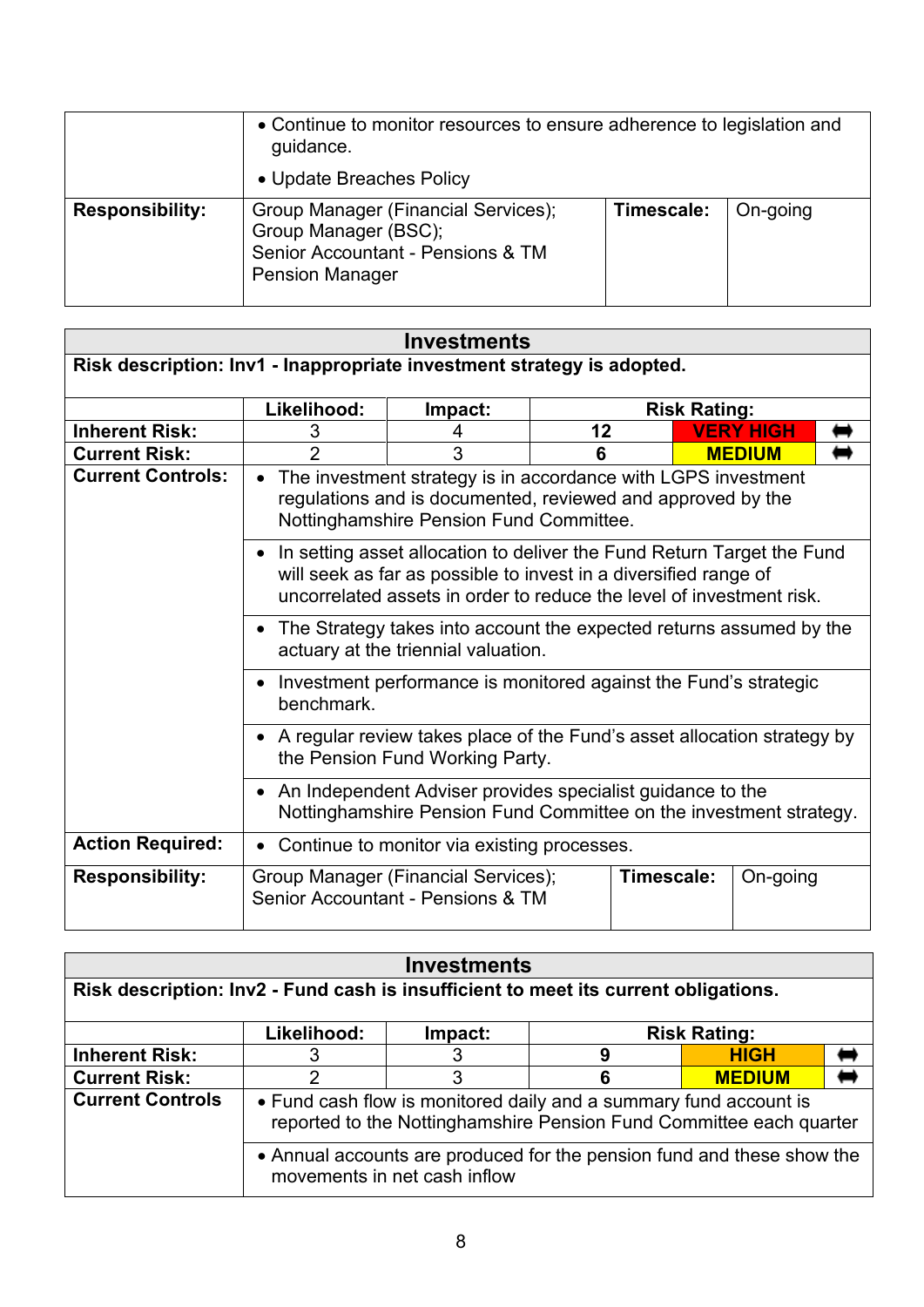| | |
|---|---|
| | • Continue to monitor resources to ensure adherence to legislation and guidance.<br>• Update Breaches Policy |

| Responsibility: | Group Manager (Financial Services);<br>Group Manager (BSC);<br>Senior Accountant - Pensions & TM<br>Pension Manager | Timescale: | On-going |
|---|---|---|---|

| Investments | | | | | |
|---|---|---|---|---|---|
| **Risk description: Inv1 - Inappropriate investment strategy is adopted.** | | | | | |
| | **Likelihood:** | **Impact:** | **Risk Rating:** | | |
| **Inherent Risk:** | 3 | 4 | **12** | **VERY HIGH** | ⬌ |
| **Current Risk:** | 2 | 3 | **6** | **MEDIUM** | ⬌ |
| **Current Controls:** | • The investment strategy is in accordance with LGPS investment regulations and is documented, reviewed and approved by the Nottinghamshire Pension Fund Committee. | | | | |
| | • In setting asset allocation to deliver the Fund Return Target the Fund will seek as far as possible to invest in a diversified range of uncorrelated assets in order to reduce the level of investment risk. | | | | |
| | • The Strategy takes into account the expected returns assumed by the actuary at the triennial valuation. | | | | |
| | • Investment performance is monitored against the Fund's strategic benchmark. | | | | |
| | • A regular review takes place of the Fund's asset allocation strategy by the Pension Fund Working Party. | | | | |
| | • An Independent Adviser provides specialist guidance to the Nottinghamshire Pension Fund Committee on the investment strategy. | | | | |
| **Action Required:** | • Continue to monitor via existing processes. | | | | |
| **Responsibility:** | Group Manager (Financial Services);<br>Senior Accountant - Pensions & TM | **Timescale:** | On-going | | |

| Investments | | | | | |
|---|---|---|---|---|---|
| **Risk description: Inv2 - Fund cash is insufficient to meet its current obligations.** | | | | | |
| | **Likelihood:** | **Impact:** | **Risk Rating:** | | |
| **Inherent Risk:** | 3 | 3 | **9** | **HIGH** | ⬌ |
| **Current Risk:** | 2 | 3 | **6** | **MEDIUM** | ⬌ |
| **Current Controls** | • Fund cash flow is monitored daily and a summary fund account is reported to the Nottinghamshire Pension Fund Committee each quarter | | | | |
| | • Annual accounts are produced for the pension fund and these show the movements in net cash inflow | | | | |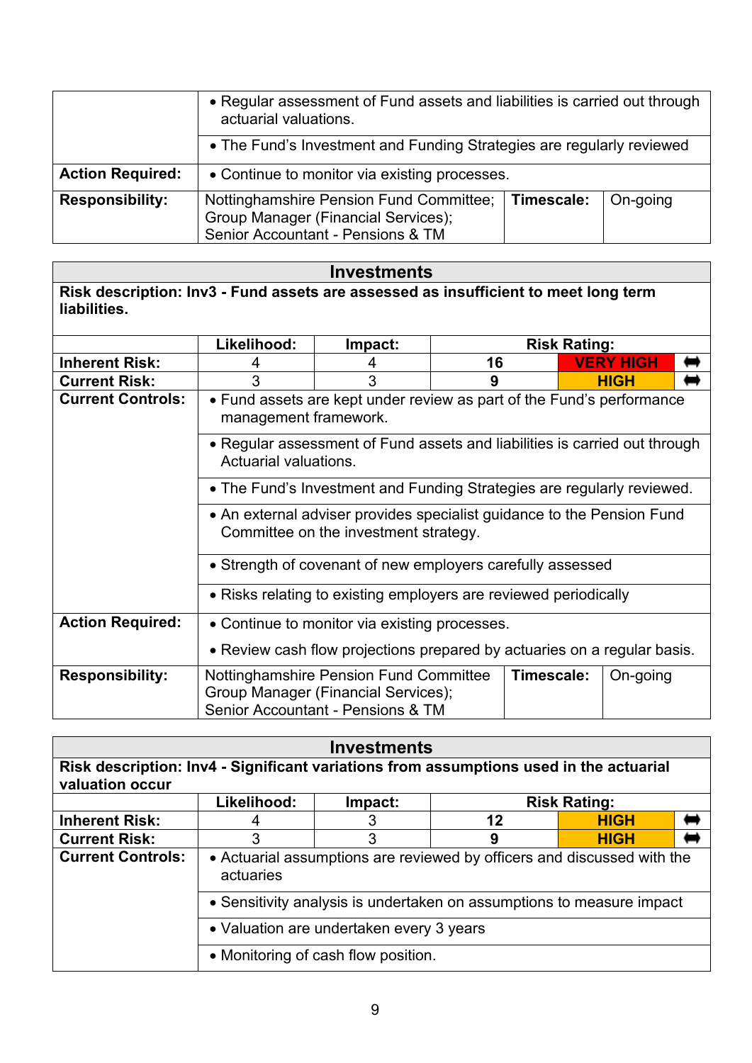| | |
|---|---|
| | • Regular assessment of Fund assets and liabilities is carried out through actuarial valuations. |
| | • The Fund's Investment and Funding Strategies are regularly reviewed |
| **Action Required:** | • Continue to monitor via existing processes. |
| **Responsibility:** | Nottinghamshire Pension Fund Committee; Group Manager (Financial Services); Senior Accountant - Pensions & TM — **Timescale:** On-going |

| **Investments** | | | | | |
|---|---|---|---|---|---|
| **Risk description: Inv3 - Fund assets are assessed as insufficient to meet long term liabilities.** | | | | | |
| | **Likelihood:** | **Impact:** | **Risk Rating:** | | |
| **Inherent Risk:** | 4 | 4 | **16** | **VERY HIGH** | ⬌ |
| **Current Risk:** | 3 | 3 | **9** | **HIGH** | ⬌ |
| **Current Controls:** | • Fund assets are kept under review as part of the Fund's performance management framework. | | | | |
| | • Regular assessment of Fund assets and liabilities is carried out through Actuarial valuations. | | | | |
| | • The Fund's Investment and Funding Strategies are regularly reviewed. | | | | |
| | • An external adviser provides specialist guidance to the Pension Fund Committee on the investment strategy. | | | | |
| | • Strength of covenant of new employers carefully assessed | | | | |
| | • Risks relating to existing employers are reviewed periodically | | | | |
| **Action Required:** | • Continue to monitor via existing processes.<br>• Review cash flow projections prepared by actuaries on a regular basis. | | | | |
| **Responsibility:** | Nottinghamshire Pension Fund Committee Group Manager (Financial Services); Senior Accountant - Pensions & TM | | **Timescale:** | On-going | |

| **Investments** | | | | | |
|---|---|---|---|---|---|
| **Risk description: Inv4 - Significant variations from assumptions used in the actuarial valuation occur** | | | | | |
| | **Likelihood:** | **Impact:** | **Risk Rating:** | | |
| **Inherent Risk:** | 4 | 3 | **12** | **HIGH** | ⬌ |
| **Current Risk:** | 3 | 3 | **9** | **HIGH** | ⬌ |
| **Current Controls:** | • Actuarial assumptions are reviewed by officers and discussed with the actuaries | | | | |
| | • Sensitivity analysis is undertaken on assumptions to measure impact | | | | |
| | • Valuation are undertaken every 3 years | | | | |
| | • Monitoring of cash flow position. | | | | |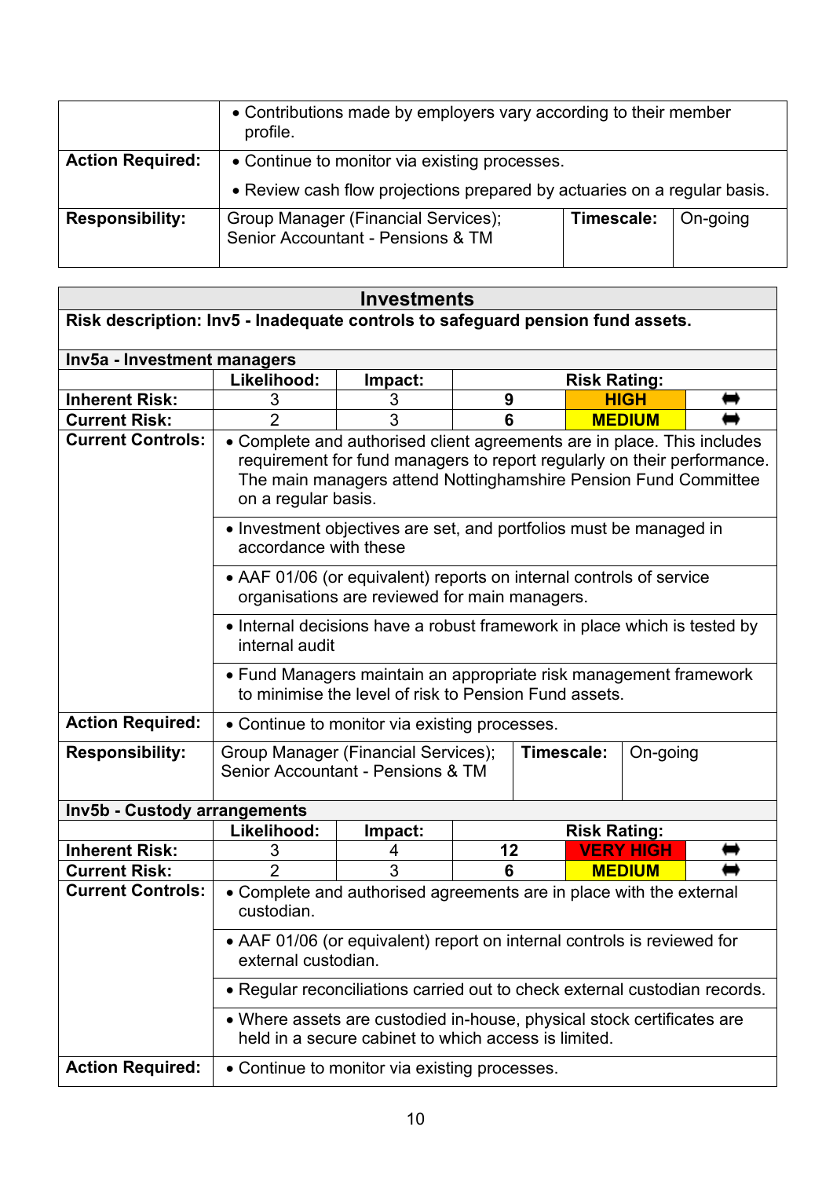| | |
|---|---|
| | • Contributions made by employers vary according to their member profile. |
| **Action Required:** | • Continue to monitor via existing processes.<br>• Review cash flow projections prepared by actuaries on a regular basis. |
| **Responsibility:** | Group Manager (Financial Services); Senior Accountant - Pensions & TM — **Timescale:** On-going |

| **Investments** | | | | | |
|---|---|---|---|---|---|
| **Risk description: Inv5 - Inadequate controls to safeguard pension fund assets.** | | | | | |
| **Inv5a - Investment managers** | | | | | |
| | **Likelihood:** | **Impact:** | **Risk Rating:** | | |
| **Inherent Risk:** | 3 | 3 | **9** | **HIGH** | ⬌ |
| **Current Risk:** | 2 | 3 | **6** | **MEDIUM** | ⬌ |
| **Current Controls:** | • Complete and authorised client agreements are in place. This includes requirement for fund managers to report regularly on their performance. The main managers attend Nottinghamshire Pension Fund Committee on a regular basis. | | | | |
| | • Investment objectives are set, and portfolios must be managed in accordance with these | | | | |
| | • AAF 01/06 (or equivalent) reports on internal controls of service organisations are reviewed for main managers. | | | | |
| | • Internal decisions have a robust framework in place which is tested by internal audit | | | | |
| | • Fund Managers maintain an appropriate risk management framework to minimise the level of risk to Pension Fund assets. | | | | |
| **Action Required:** | • Continue to monitor via existing processes. | | | | |
| **Responsibility:** | Group Manager (Financial Services); Senior Accountant - Pensions & TM | | **Timescale:** | On-going | |
| **Inv5b - Custody arrangements** | | | | | |
| | **Likelihood:** | **Impact:** | **Risk Rating:** | | |
| **Inherent Risk:** | 3 | 4 | **12** | **VERY HIGH** | ⬌ |
| **Current Risk:** | 2 | 3 | **6** | **MEDIUM** | ⬌ |
| **Current Controls:** | • Complete and authorised agreements are in place with the external custodian. | | | | |
| | • AAF 01/06 (or equivalent) report on internal controls is reviewed for external custodian. | | | | |
| | • Regular reconciliations carried out to check external custodian records. | | | | |
| | • Where assets are custodied in-house, physical stock certificates are held in a secure cabinet to which access is limited. | | | | |
| **Action Required:** | • Continue to monitor via existing processes. | | | | |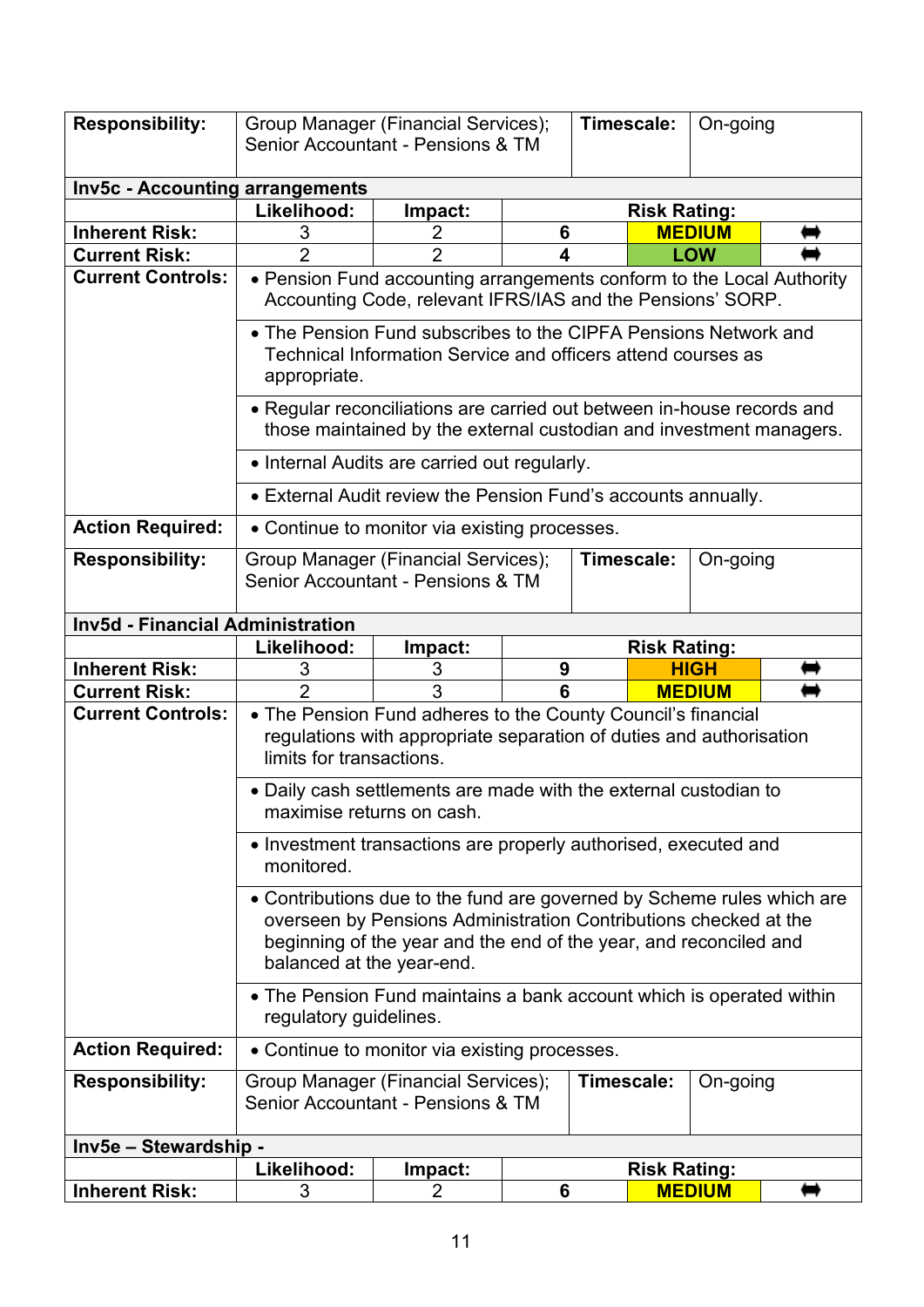| Responsibility: | Group Manager (Financial Services); Senior Accountant - Pensions & TM | Timescale: | On-going |
|---|---|---|---|

**Inv5c - Accounting arrangements**

| | Likelihood: | Impact: | Risk Rating: | | |
|---|---|---|---|---|---|
| Inherent Risk: | 3 | 2 | 6 | MEDIUM | ⬌ |
| Current Risk: | 2 | 2 | 4 | LOW | ⬌ |

| | |
|---|---|
| Current Controls: | • Pension Fund accounting arrangements conform to the Local Authority Accounting Code, relevant IFRS/IAS and the Pensions' SORP. |
| | • The Pension Fund subscribes to the CIPFA Pensions Network and Technical Information Service and officers attend courses as appropriate. |
| | • Regular reconciliations are carried out between in-house records and those maintained by the external custodian and investment managers. |
| | • Internal Audits are carried out regularly. |
| | • External Audit review the Pension Fund's accounts annually. |
| Action Required: | • Continue to monitor via existing processes. |

| Responsibility: | Group Manager (Financial Services); Senior Accountant - Pensions & TM | Timescale: | On-going |
|---|---|---|---|

**Inv5d - Financial Administration**

| | Likelihood: | Impact: | Risk Rating: | | |
|---|---|---|---|---|---|
| Inherent Risk: | 3 | 3 | 9 | HIGH | ⬌ |
| Current Risk: | 2 | 3 | 6 | MEDIUM | ⬌ |

| | |
|---|---|
| Current Controls: | • The Pension Fund adheres to the County Council's financial regulations with appropriate separation of duties and authorisation limits for transactions. |
| | • Daily cash settlements are made with the external custodian to maximise returns on cash. |
| | • Investment transactions are properly authorised, executed and monitored. |
| | • Contributions due to the fund are governed by Scheme rules which are overseen by Pensions Administration Contributions checked at the beginning of the year and the end of the year, and reconciled and balanced at the year-end. |
| | • The Pension Fund maintains a bank account which is operated within regulatory guidelines. |
| Action Required: | • Continue to monitor via existing processes. |

| Responsibility: | Group Manager (Financial Services); Senior Accountant - Pensions & TM | Timescale: | On-going |
|---|---|---|---|

**Inv5e – Stewardship -**

| | Likelihood: | Impact: | Risk Rating: | | |
|---|---|---|---|---|---|
| Inherent Risk: | 3 | 2 | 6 | MEDIUM | ⬌ |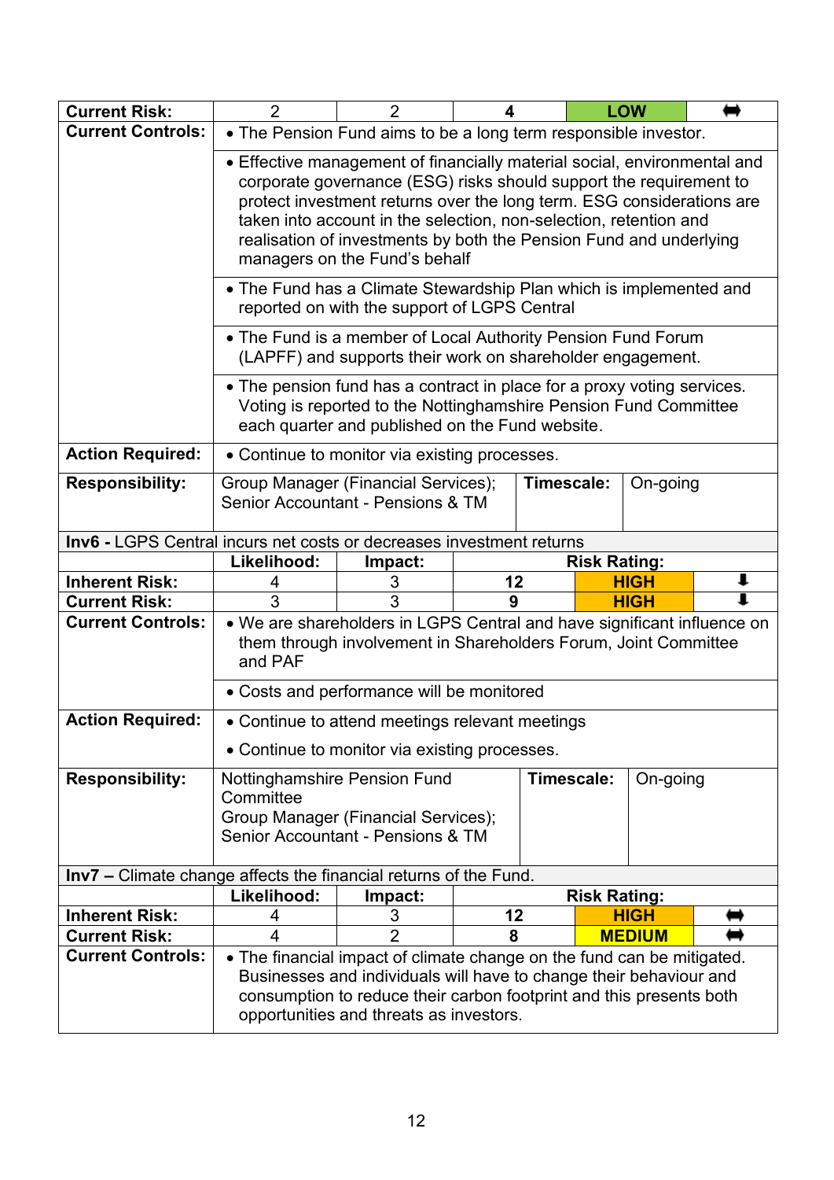| | | | | | |
|---|---|---|---|---|---|
| **Current Risk:** | 2 | 2 | **4** | **LOW** | ⬌ |
| **Current Controls:** | • The Pension Fund aims to be a long term responsible investor. | | | | |
| | • Effective management of financially material social, environmental and corporate governance (ESG) risks should support the requirement to protect investment returns over the long term. ESG considerations are taken into account in the selection, non-selection, retention and realisation of investments by both the Pension Fund and underlying managers on the Fund's behalf | | | | |
| | • The Fund has a Climate Stewardship Plan which is implemented and reported on with the support of LGPS Central | | | | |
| | • The Fund is a member of Local Authority Pension Fund Forum (LAPFF) and supports their work on shareholder engagement. | | | | |
| | • The pension fund has a contract in place for a proxy voting services. Voting is reported to the Nottinghamshire Pension Fund Committee each quarter and published on the Fund website. | | | | |
| **Action Required:** | • Continue to monitor via existing processes. | | | | |
| **Responsibility:** | Group Manager (Financial Services); Senior Accountant - Pensions & TM | | **Timescale:** | On-going | |

| | | | | | |
|---|---|---|---|---|---|
| **Inv6 -** LGPS Central incurs net costs or decreases investment returns | | | | | |
| | **Likelihood:** | **Impact:** | **Risk Rating:** | | |
| **Inherent Risk:** | 4 | 3 | **12** | **HIGH** | ⬇ |
| **Current Risk:** | 3 | 3 | **9** | **HIGH** | ⬇ |
| **Current Controls:** | • We are shareholders in LGPS Central and have significant influence on them through involvement in Shareholders Forum, Joint Committee and PAF | | | | |
| | • Costs and performance will be monitored | | | | |
| **Action Required:** | • Continue to attend meetings relevant meetings<br>• Continue to monitor via existing processes. | | | | |
| **Responsibility:** | Nottinghamshire Pension Fund Committee<br>Group Manager (Financial Services);<br>Senior Accountant - Pensions & TM | | **Timescale:** | On-going | |

| | | | | | |
|---|---|---|---|---|---|
| **Inv7 –** Climate change affects the financial returns of the Fund. | | | | | |
| | **Likelihood:** | **Impact:** | **Risk Rating:** | | |
| **Inherent Risk:** | 4 | 3 | **12** | **HIGH** | ⬌ |
| **Current Risk:** | 4 | 2 | **8** | **MEDIUM** | ⬌ |
| **Current Controls:** | • The financial impact of climate change on the fund can be mitigated. Businesses and individuals will have to change their behaviour and consumption to reduce their carbon footprint and this presents both opportunities and threats as investors. | | | | |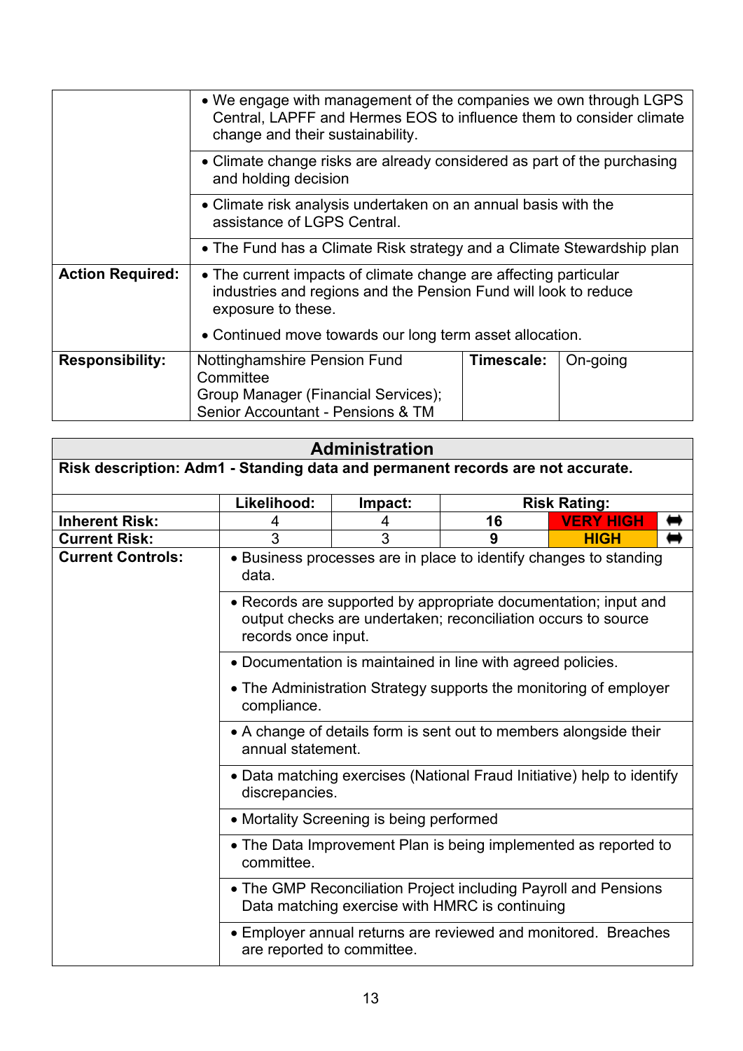| | |
|---|---|
| | • We engage with management of the companies we own through LGPS Central, LAPFF and Hermes EOS to influence them to consider climate change and their sustainability. |
| | • Climate change risks are already considered as part of the purchasing and holding decision |
| | • Climate risk analysis undertaken on an annual basis with the assistance of LGPS Central. |
| | • The Fund has a Climate Risk strategy and a Climate Stewardship plan |
| **Action Required:** | • The current impacts of climate change are affecting particular industries and regions and the Pension Fund will look to reduce exposure to these.<br><br>• Continued move towards our long term asset allocation. |

| | | | |
|---|---|---|---|
| **Responsibility:** | Nottinghamshire Pension Fund Committee<br>Group Manager (Financial Services);<br>Senior Accountant - Pensions & TM | **Timescale:** | On-going |

## Administration

**Risk description: Adm1 - Standing data and permanent records are not accurate.**

| | Likelihood: | Impact: | Risk Rating: | | |
|---|---|---|---|---|---|
| **Inherent Risk:** | 4 | 4 | **16** | **VERY HIGH** | ⬌ |
| **Current Risk:** | 3 | 3 | **9** | **HIGH** | ⬌ |

| | |
|---|---|
| **Current Controls:** | • Business processes are in place to identify changes to standing data. |
| | • Records are supported by appropriate documentation; input and output checks are undertaken; reconciliation occurs to source records once input. |
| | • Documentation is maintained in line with agreed policies.<br><br>• The Administration Strategy supports the monitoring of employer compliance. |
| | • A change of details form is sent out to members alongside their annual statement. |
| | • Data matching exercises (National Fraud Initiative) help to identify discrepancies. |
| | • Mortality Screening is being performed |
| | • The Data Improvement Plan is being implemented as reported to committee. |
| | • The GMP Reconciliation Project including Payroll and Pensions Data matching exercise with HMRC is continuing |
| | • Employer annual returns are reviewed and monitored. Breaches are reported to committee. |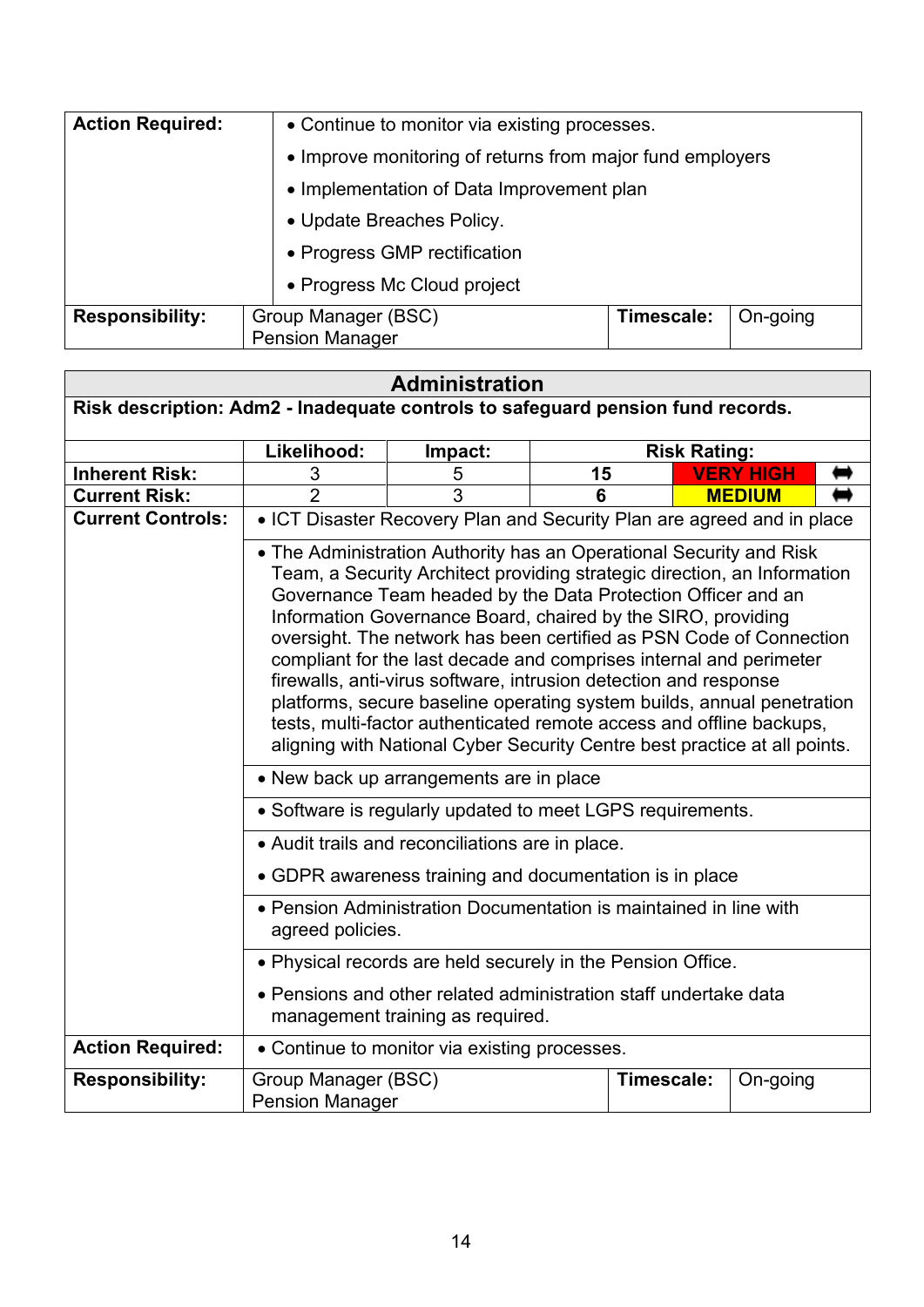| Action Required: | • Continue to monitor via existing processes.<br>• Improve monitoring of returns from major fund employers<br>• Implementation of Data Improvement plan<br>• Update Breaches Policy.<br>• Progress GMP rectification<br>• Progress Mc Cloud project | | |
|---|---|---|---|
| **Responsibility:** | Group Manager (BSC)<br>Pension Manager | **Timescale:** | On-going |

| **Administration** | | | | | |
|---|---|---|---|---|---|
| **Risk description: Adm2 - Inadequate controls to safeguard pension fund records.** | | | | | |
| | **Likelihood:** | **Impact:** | **Risk Rating:** | | |
| **Inherent Risk:** | 3 | 5 | **15** | **VERY HIGH** | ⬌ |
| **Current Risk:** | 2 | 3 | **6** | **MEDIUM** | ⬌ |
| **Current Controls:** | • ICT Disaster Recovery Plan and Security Plan are agreed and in place | | | | |
| | • The Administration Authority has an Operational Security and Risk Team, a Security Architect providing strategic direction, an Information Governance Team headed by the Data Protection Officer and an Information Governance Board, chaired by the SIRO, providing oversight. The network has been certified as PSN Code of Connection compliant for the last decade and comprises internal and perimeter firewalls, anti-virus software, intrusion detection and response platforms, secure baseline operating system builds, annual penetration tests, multi-factor authenticated remote access and offline backups, aligning with National Cyber Security Centre best practice at all points. | | | | |
| | • New back up arrangements are in place | | | | |
| | • Software is regularly updated to meet LGPS requirements. | | | | |
| | • Audit trails and reconciliations are in place.<br>• GDPR awareness training and documentation is in place | | | | |
| | • Pension Administration Documentation is maintained in line with agreed policies. | | | | |
| | • Physical records are held securely in the Pension Office.<br>• Pensions and other related administration staff undertake data management training as required. | | | | |
| **Action Required:** | • Continue to monitor via existing processes. | | | | |
| **Responsibility:** | Group Manager (BSC)<br>Pension Manager | | **Timescale:** | On-going | |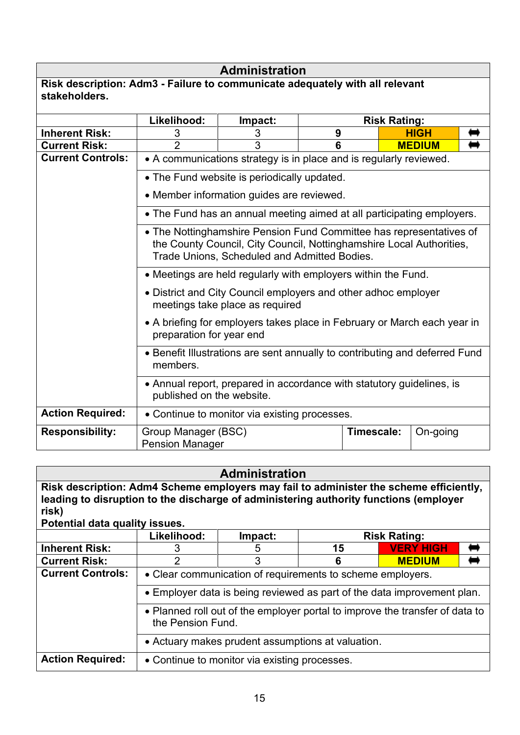| Administration | | | | | |
|---|---|---|---|---|---|
| **Risk description: Adm3 - Failure to communicate adequately with all relevant stakeholders.** | | | | | |
| | **Likelihood:** | **Impact:** | **Risk Rating:** | | |
| **Inherent Risk:** | 3 | 3 | **9** | **HIGH** | ⬌ |
| **Current Risk:** | 2 | 3 | **6** | **MEDIUM** | ⬌ |
| **Current Controls:** | • A communications strategy is in place and is regularly reviewed. | | | | |
| | • The Fund website is periodically updated.<br>• Member information guides are reviewed. | | | | |
| | • The Fund has an annual meeting aimed at all participating employers. | | | | |
| | • The Nottinghamshire Pension Fund Committee has representatives of the County Council, City Council, Nottinghamshire Local Authorities, Trade Unions, Scheduled and Admitted Bodies. | | | | |
| | • Meetings are held regularly with employers within the Fund.<br>• District and City Council employers and other adhoc employer meetings take place as required<br>• A briefing for employers takes place in February or March each year in preparation for year end | | | | |
| | • Benefit Illustrations are sent annually to contributing and deferred Fund members. | | | | |
| | • Annual report, prepared in accordance with statutory guidelines, is published on the website. | | | | |
| **Action Required:** | • Continue to monitor via existing processes. | | | | |
| **Responsibility:** | Group Manager (BSC)<br>Pension Manager | | **Timescale:** | On-going | |

| Administration | | | | | |
|---|---|---|---|---|---|
| **Risk description: Adm4 Scheme employers may fail to administer the scheme efficiently, leading to disruption to the discharge of administering authority functions (employer risk)<br>Potential data quality issues.** | | | | | |
| | **Likelihood:** | **Impact:** | **Risk Rating:** | | |
| **Inherent Risk:** | 3 | 5 | **15** | **VERY HIGH** | ⬌ |
| **Current Risk:** | 2 | 3 | **6** | **MEDIUM** | ⬌ |
| **Current Controls:** | • Clear communication of requirements to scheme employers. | | | | |
| | • Employer data is being reviewed as part of the data improvement plan. | | | | |
| | • Planned roll out of the employer portal to improve the transfer of data to the Pension Fund. | | | | |
| | • Actuary makes prudent assumptions at valuation. | | | | |
| **Action Required:** | • Continue to monitor via existing processes. | | | | |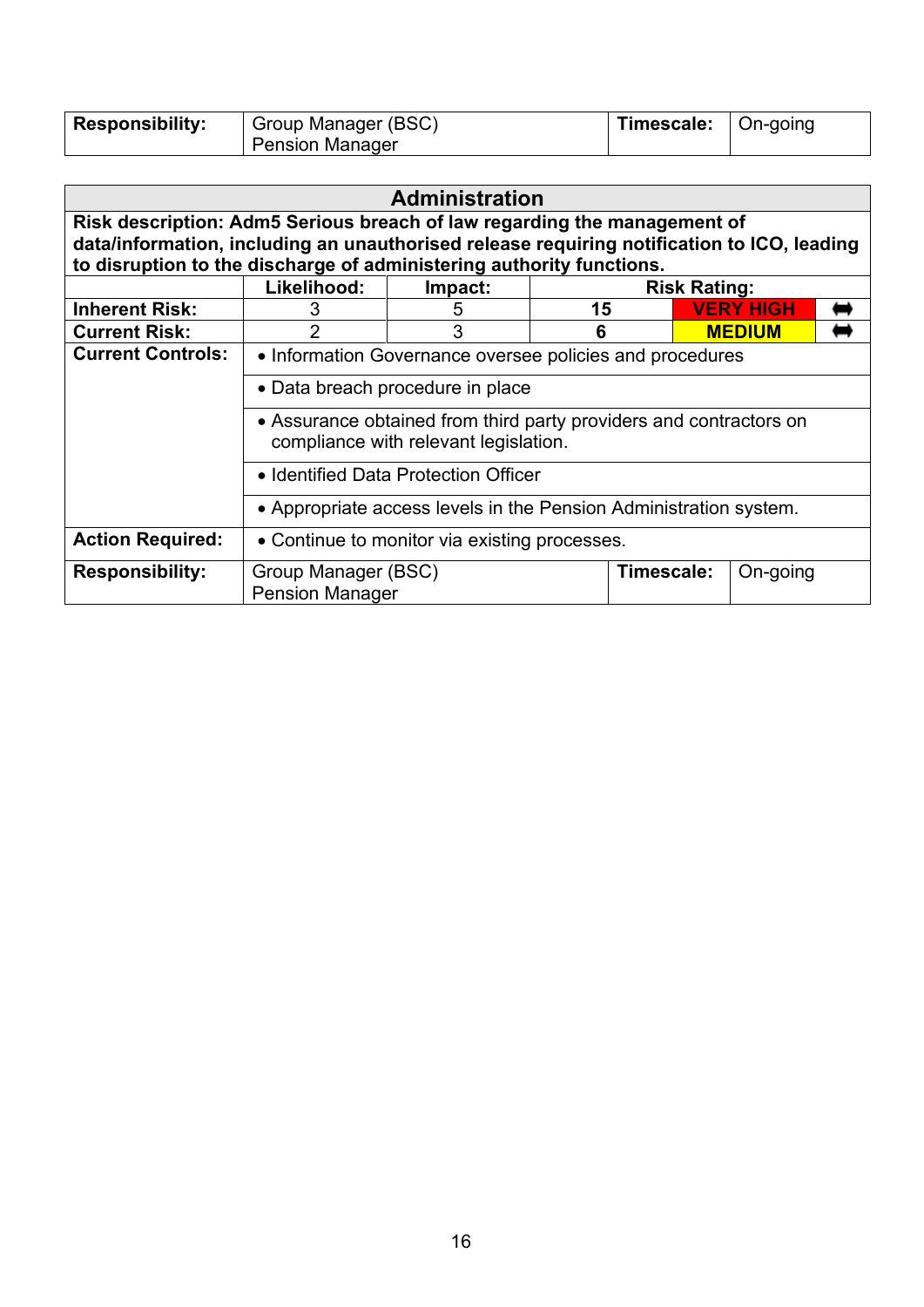| | | | |
|---|---|---|---|
| **Responsibility:** | Group Manager (BSC)<br>Pension Manager | **Timescale:** | On-going |

| **Administration** | | | | | |
|---|---|---|---|---|---|
| **Risk description: Adm5 Serious breach of law regarding the management of data/information, including an unauthorised release requiring notification to ICO, leading to disruption to the discharge of administering authority functions.** | | | | | |
| | **Likelihood:** | **Impact:** | **Risk Rating:** | | |
| **Inherent Risk:** | 3 | 5 | **15** | **VERY HIGH** | ⬌ |
| **Current Risk:** | 2 | 3 | **6** | **MEDIUM** | ⬌ |
| **Current Controls:** | • Information Governance oversee policies and procedures | | | | |
| | • Data breach procedure in place | | | | |
| | • Assurance obtained from third party providers and contractors on compliance with relevant legislation. | | | | |
| | • Identified Data Protection Officer | | | | |
| | • Appropriate access levels in the Pension Administration system. | | | | |
| **Action Required:** | • Continue to monitor via existing processes. | | | | |
| **Responsibility:** | Group Manager (BSC)<br>Pension Manager | | **Timescale:** | On-going | |